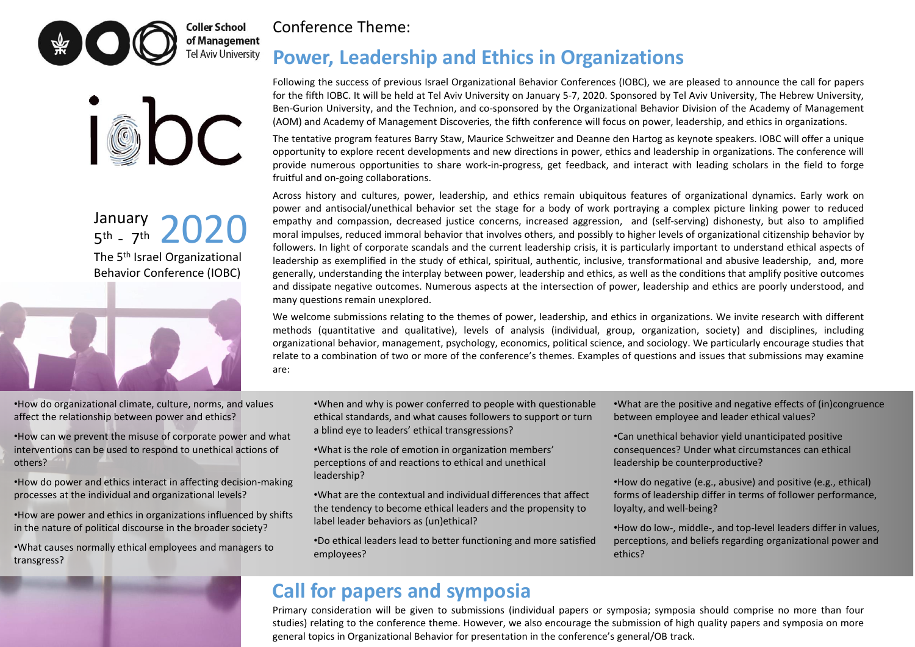Coller School of Management
Tel Aviv University

iobc

January 5th - 7th 2020

The 5th Israel Organizational Behavior Conference (IOBC)

Conference Theme:

# Power, Leadership and Ethics in Organizations

Following the success of previous Israel Organizational Behavior Conferences (IOBC), we are pleased to announce the call for papers for the fifth IOBC. It will be held at Tel Aviv University on January 5-7, 2020. Sponsored by Tel Aviv University, The Hebrew University, Ben-Gurion University, and the Technion, and co-sponsored by the Organizational Behavior Division of the Academy of Management (AOM) and Academy of Management Discoveries, the fifth conference will focus on power, leadership, and ethics in organizations.

The tentative program features Barry Staw, Maurice Schweitzer and Deanne den Hartog as keynote speakers. IOBC will offer a unique opportunity to explore recent developments and new directions in power, ethics and leadership in organizations. The conference will provide numerous opportunities to share work-in-progress, get feedback, and interact with leading scholars in the field to forge fruitful and on-going collaborations.

Across history and cultures, power, leadership, and ethics remain ubiquitous features of organizational dynamics. Early work on power and antisocial/unethical behavior set the stage for a body of work portraying a complex picture linking power to reduced empathy and compassion, decreased justice concerns, increased aggression, and (self-serving) dishonesty, but also to amplified moral impulses, reduced immoral behavior that involves others, and possibly to higher levels of organizational citizenship behavior by followers. In light of corporate scandals and the current leadership crisis, it is particularly important to understand ethical aspects of leadership as exemplified in the study of ethical, spiritual, authentic, inclusive, transformational and abusive leadership, and, more generally, understanding the interplay between power, leadership and ethics, as well as the conditions that amplify positive outcomes and dissipate negative outcomes. Numerous aspects at the intersection of power, leadership and ethics are poorly understood, and many questions remain unexplored.

We welcome submissions relating to the themes of power, leadership, and ethics in organizations. We invite research with different methods (quantitative and qualitative), levels of analysis (individual, group, organization, society) and disciplines, including organizational behavior, management, psychology, economics, political science, and sociology. We particularly encourage studies that relate to a combination of two or more of the conference's themes. Examples of questions and issues that submissions may examine are:

- How do organizational climate, culture, norms, and values affect the relationship between power and ethics?
- How can we prevent the misuse of corporate power and what interventions can be used to respond to unethical actions of others?
- How do power and ethics interact in affecting decision-making processes at the individual and organizational levels?
- How are power and ethics in organizations influenced by shifts in the nature of political discourse in the broader society?
- What causes normally ethical employees and managers to transgress?
- When and why is power conferred to people with questionable ethical standards, and what causes followers to support or turn a blind eye to leaders' ethical transgressions?
- What is the role of emotion in organization members' perceptions of and reactions to ethical and unethical leadership?
- What are the contextual and individual differences that affect the tendency to become ethical leaders and the propensity to label leader behaviors as (un)ethical?
- Do ethical leaders lead to better functioning and more satisfied employees?
- What are the positive and negative effects of (in)congruence between employee and leader ethical values?
- Can unethical behavior yield unanticipated positive consequences? Under what circumstances can ethical leadership be counterproductive?
- How do negative (e.g., abusive) and positive (e.g., ethical) forms of leadership differ in terms of follower performance, loyalty, and well-being?
- How do low-, middle-, and top-level leaders differ in values, perceptions, and beliefs regarding organizational power and ethics?

## Call for papers and symposia

Primary consideration will be given to submissions (individual papers or symposia; symposia should comprise no more than four studies) relating to the conference theme. However, we also encourage the submission of high quality papers and symposia on more general topics in Organizational Behavior for presentation in the conference's general/OB track.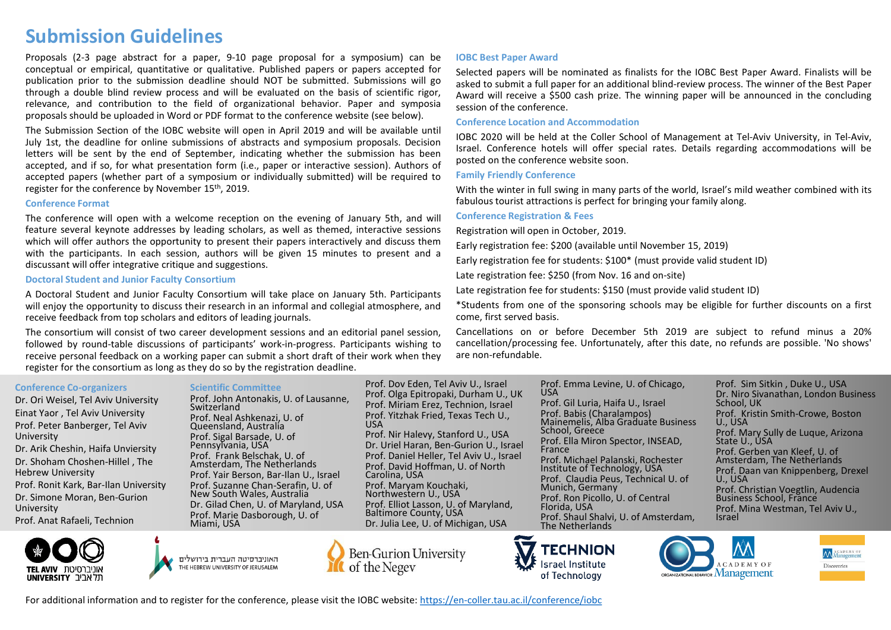# Submission Guidelines

Proposals (2-3 page abstract for a paper, 9-10 page proposal for a symposium) can be conceptual or empirical, quantitative or qualitative. Published papers or papers accepted for publication prior to the submission deadline should NOT be submitted. Submissions will go through a double blind review process and will be evaluated on the basis of scientific rigor, relevance, and contribution to the field of organizational behavior. Paper and symposia proposals should be uploaded in Word or PDF format to the conference website (see below).

The Submission Section of the IOBC website will open in April 2019 and will be available until July 1st, the deadline for online submissions of abstracts and symposium proposals. Decision letters will be sent by the end of September, indicating whether the submission has been accepted, and if so, for what presentation form (i.e., paper or interactive session). Authors of accepted papers (whether part of a symposium or individually submitted) will be required to register for the conference by November 15th, 2019.

### Conference Format

The conference will open with a welcome reception on the evening of January 5th, and will feature several keynote addresses by leading scholars, as well as themed, interactive sessions which will offer authors the opportunity to present their papers interactively and discuss them with the participants. In each session, authors will be given 15 minutes to present and a discussant will offer integrative critique and suggestions.

### Doctoral Student and Junior Faculty Consortium

A Doctoral Student and Junior Faculty Consortium will take place on January 5th. Participants will enjoy the opportunity to discuss their research in an informal and collegial atmosphere, and receive feedback from top scholars and editors of leading journals.

The consortium will consist of two career development sessions and an editorial panel session, followed by round-table discussions of participants' work-in-progress. Participants wishing to receive personal feedback on a working paper can submit a short draft of their work when they register for the consortium as long as they do so by the registration deadline.

### IOBC Best Paper Award

Selected papers will be nominated as finalists for the IOBC Best Paper Award. Finalists will be asked to submit a full paper for an additional blind-review process. The winner of the Best Paper Award will receive a $500 cash prize. The winning paper will be announced in the concluding session of the conference.

### Conference Location and Accommodation

IOBC 2020 will be held at the Coller School of Management at Tel-Aviv University, in Tel-Aviv, Israel. Conference hotels will offer special rates. Details regarding accommodations will be posted on the conference website soon.

### Family Friendly Conference

With the winter in full swing in many parts of the world, Israel's mild weather combined with its fabulous tourist attractions is perfect for bringing your family along.

### Conference Registration & Fees

Registration will open in October, 2019.

Early registration fee: $200 (available until November 15, 2019)

Early registration fee for students: $100* (must provide valid student ID)

Late registration fee: $250 (from Nov. 16 and on-site)

Late registration fee for students: $150 (must provide valid student ID)

*Students from one of the sponsoring schools may be eligible for further discounts on a first come, first served basis.

Cancellations on or before December 5th 2019 are subject to refund minus a 20% cancellation/processing fee. Unfortunately, after this date, no refunds are possible. 'No shows' are non-refundable.

### Conference Co-organizers

Dr. Ori Weisel, Tel Aviv University
Einat Yaor , Tel Aviv University
Prof. Peter Banberger, Tel Aviv University
Dr. Arik Cheshin, Haifa Unviersity
Dr. Shoham Choshen-Hillel , The Hebrew University
Prof. Ronit Kark, Bar-Ilan University
Dr. Simone Moran, Ben-Gurion University
Prof. Anat Rafaeli, Technion

### Scientific Committee

Prof. John Antonakis, U. of Lausanne, Switzerland
Prof. Neal Ashkenazi, U. of Queensland, Australia
Prof. Sigal Barsade, U. of Pennsylvania, USA
Prof. Frank Belschak, U. of Amsterdam, The Netherlands
Prof. Yair Berson, Bar-Ilan U., Israel
Prof. Suzanne Chan-Serafin, U. of New South Wales, Australia
Dr. Gilad Chen, U. of Maryland, USA
Prof. Marie Dasborough, U. of Miami, USA
Prof. Dov Eden, Tel Aviv U., Israel
Prof. Olga Epitropaki, Durham U., UK
Prof. Miriam Erez, Technion, Israel
Prof. Yitzhak Fried, Texas Tech U., USA
Prof. Nir Halevy, Stanford U., USA
Dr. Uriel Haran, Ben-Gurion U., Israel
Prof. Daniel Heller, Tel Aviv U., Israel
Prof. David Hoffman, U. of North Carolina, USA
Prof. Maryam Kouchaki, Northwestern U., USA
Prof. Elliot Lasson, U. of Maryland, Baltimore County, USA
Dr. Julia Lee, U. of Michigan, USA
Prof. Emma Levine, U. of Chicago, USA
Prof. Gil Luria, Haifa U., Israel
Prof. Babis (Charalampos) Mainemelis, Alba Graduate Business School, Greece
Prof. Ella Miron Spector, INSEAD, France
Prof. Michael Palanski, Rochester Institute of Technology, USA
Prof. Claudia Peus, Technical U. of Munich, Germany
Prof. Ron Picollo, U. of Central Florida, USA
Prof. Shaul Shalvi, U. of Amsterdam, The Netherlands
Prof. Sim Sitkin , Duke U., USA
Dr. Niro Sivanathan, London Business School, UK
Prof. Kristin Smith-Crowe, Boston U., USA
Prof. Mary Sully de Luque, Arizona State U., USA
Prof. Gerben van Kleef, U. of Amsterdam, The Netherlands
Prof. Daan van Knippenberg, Drexel U., USA
Prof. Christian Voegtlin, Audencia Business School, France
Prof. Mina Westman, Tel Aviv U., Israel

For additional information and to register for the conference, please visit the IOBC website: https://en-coller.tau.ac.il/conference/iobc